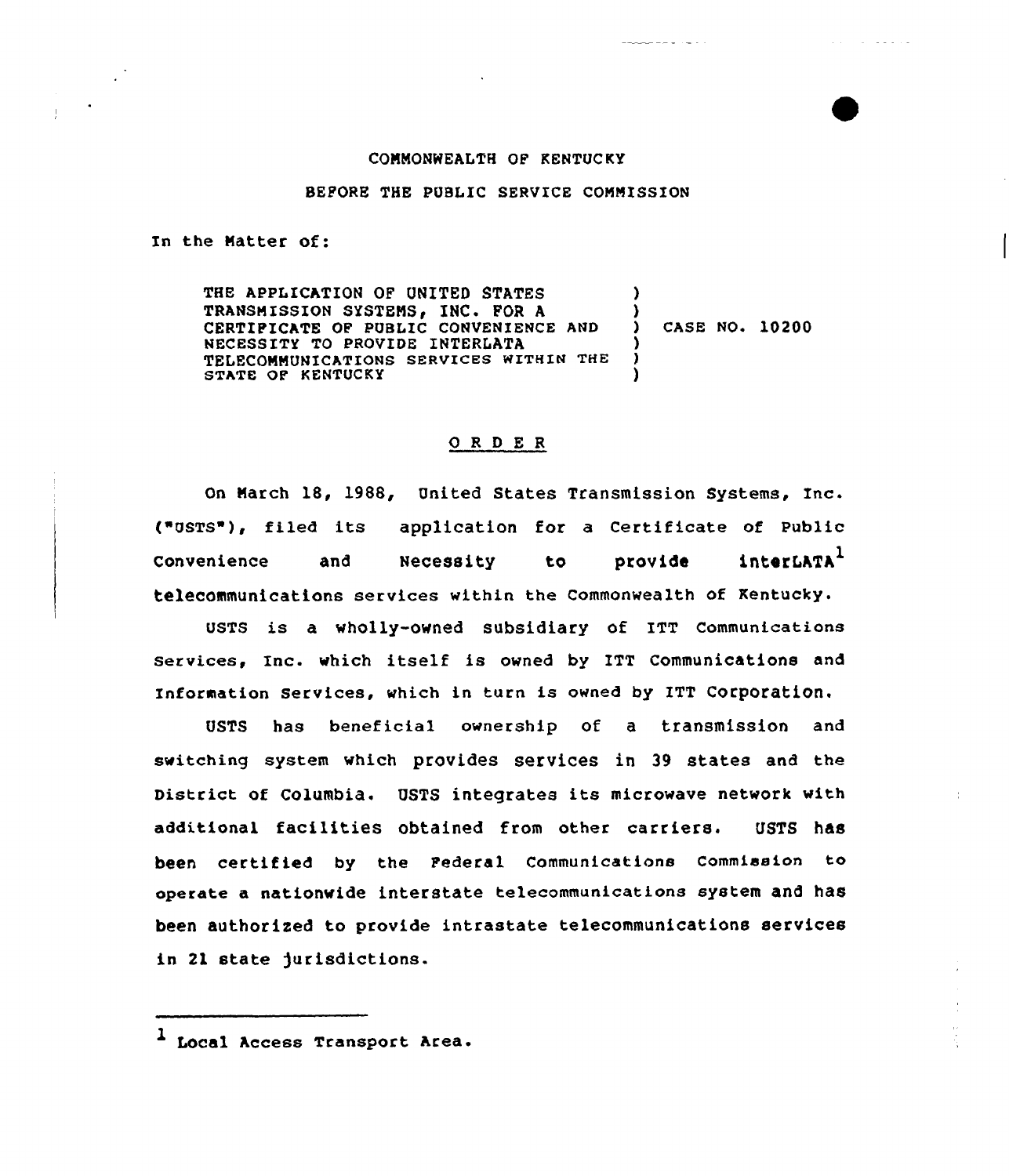COMMONWEALTH OF KENTUCKY

BEFORE THE PUBLIC SERVICE COMMISSION

In the Matter of:

THE APPLICATION OF UNITED STATES TRANSMISSION SYSTEMS, INC. FOR A CERTIFICATE OF PUBLIC CONVENIENCE AND NECESSITY TO PROVIDE INTERLATA TELECOMMUNICATIONS SERVICES WITHIN THE STATE OF KENTUCKY ) CASE NO. 10200

## O R D E R

On March 18, 1988, United States Transmission Systems, Inc. ("USTS"), filed its application for a Certificate of Public Convenience and Necessity to provide interLATA[1] telecommunications services within the Commonwealth of Kentucky.

USTS is a wholly-owned subsidiary of ITT Communications Services, Inc. which itself is owned by ITT Communications and Information Services, which in turn is owned by ITT Corporation.

USTS has beneficial ownership of a transmission and switching system which provides services in 39 states and the District of Columbia. USTS integrates its microwave network with additional facilities obtained from other carriers. USTS has been certified by the Federal Communications Commission to operate a nationwide interstate telecommunications system and has been authorized to provide intrastate telecommunications services in 21 state jurisdictions.

[1] Local Access Transport Area.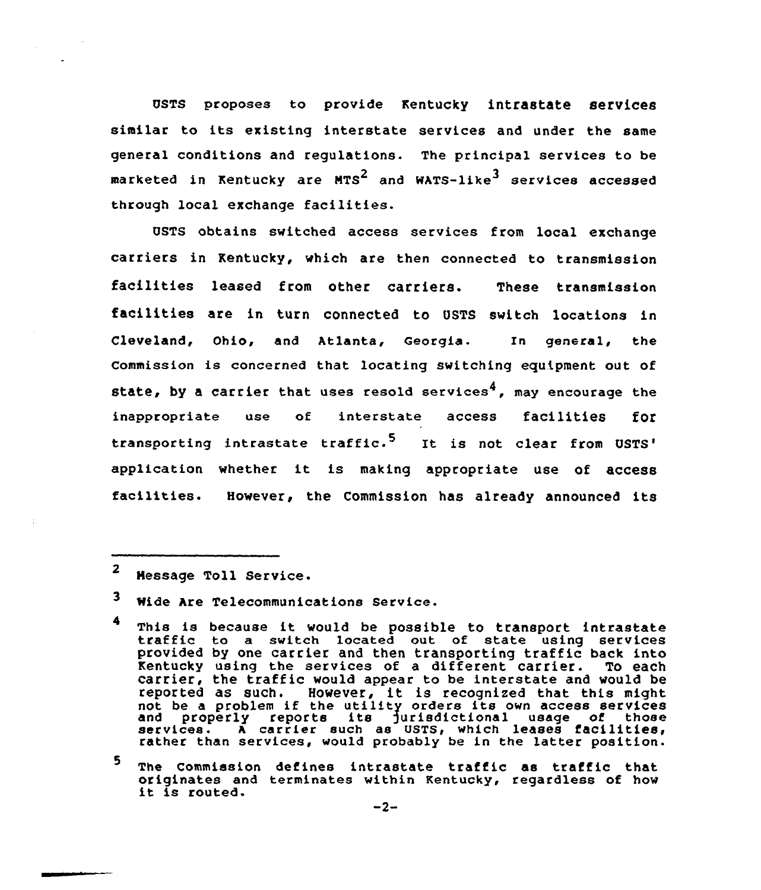USTS proposes to provide Kentucky intrastate services similar to its existing interstate services and under the same general conditions and regulations. The principal services to be marketed in Kentucky are MTS[2] and WATS-like[3] services accessed through local exchange facilities.

USTS obtains switched access services from local exchange carriers in Kentucky, which are then connected to transmission facilities leased from other carriers. These transmission facilities are in turn connected to USTS switch locations in Cleveland, Ohio, and Atlanta, Georgia. In general, the Commission is concerned that locating switching equipment out of state, by a carrier that uses resold services[4], may encourage the inappropriate use of interstate access facilities for transporting intrastate traffic.[5] It is not clear from USTS' application whether it is making appropriate use of access facilities. However, the Commission has already announced its

---

[2] Message Toll Service.

[3] Wide Are Telecommunications Service.

[4] This is because it would be possible to transport intrastate traffic to a switch located out of state using services provided by one carrier and then transporting traffic back into Kentucky using the services of a different carrier. To each carrier, the traffic would appear to be interstate and would be reported as such. However, it is recognized that this might not be a problem if the utility orders its own access services and properly reports its jurisdictional usage of those services. A carrier such as USTS, which leases facilities, rather than services, would probably be in the latter position.

[5] The Commission defines intrastate traffic as traffic that originates and terminates within Kentucky, regardless of how it is routed.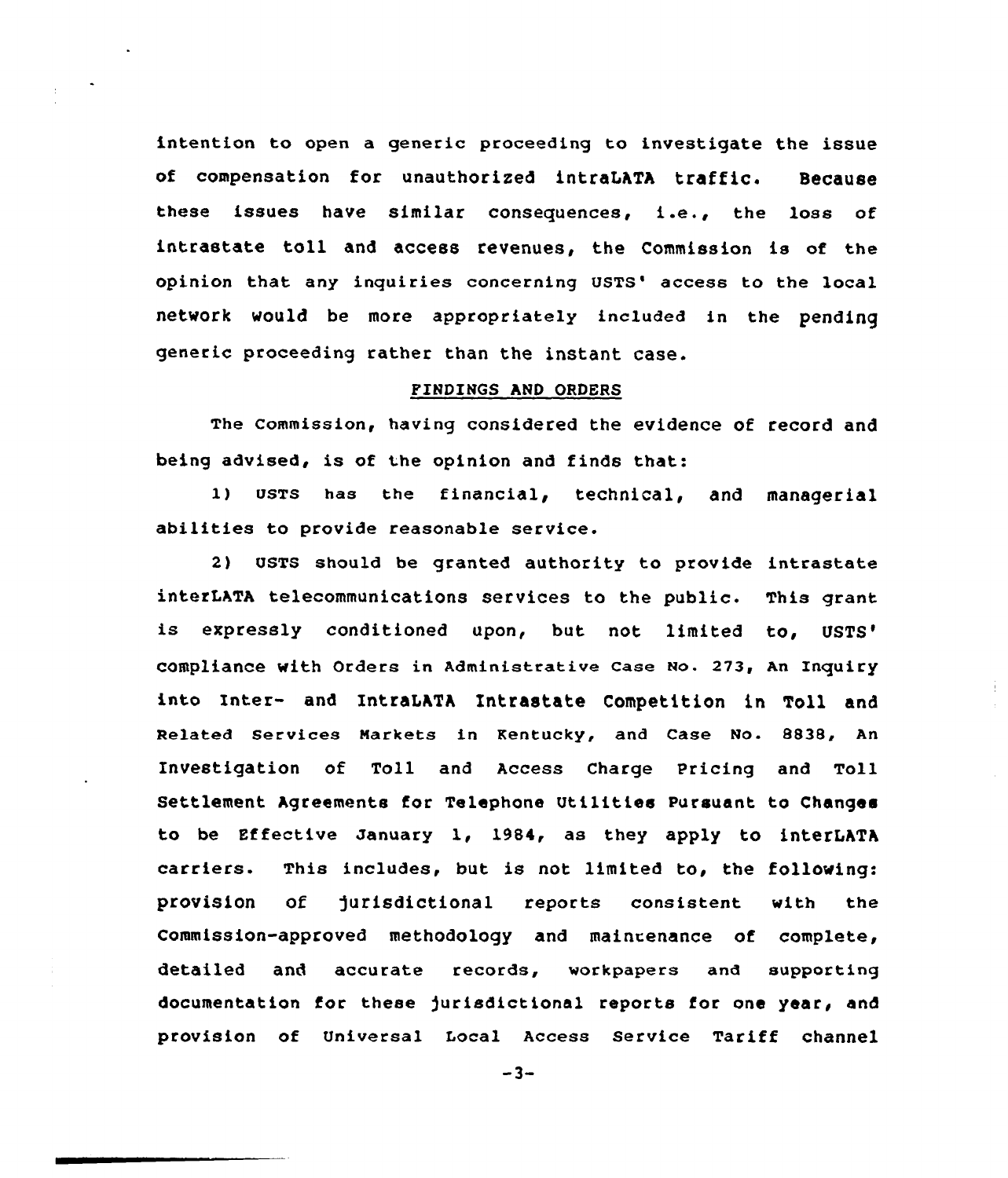intention to open a generic proceeding to investigate the issue of compensation for unauthorized intraLATA traffic. Because these issues have similar consequences, i.e., the loss of intrastate toll and access revenues, the Commission is of the opinion that any inquiries concerning USTS' access to the local network would be more appropriately included in the pending generic proceeding rather than the instant case.

## FINDINGS AND ORDERS

The Commission, having considered the evidence of record and being advised, is of the opinion and finds that:

1) USTS has the financial, technical, and managerial abilities to provide reasonable service.

2) USTS should be granted authority to provide intrastate interLATA telecommunications services to the public. This grant is expressly conditioned upon, but not limited to, USTS' compliance with Orders in Administrative Case No. 273, An Inquiry into Inter- and IntraLATA Intrastate Competition in Toll and Related Services Markets in Kentucky, and Case No. 8838, An Investigation of Toll and Access Charge Pricing and Toll Settlement Agreements for Telephone Utilities Pursuant to Changes to be Effective January 1, 1984, as they apply to interLATA carriers. This includes, but is not limited to, the following: provision of jurisdictional reports consistent with the Commission-approved methodology and maintenance of complete, detailed and accurate records, workpapers and supporting documentation for these jurisdictional reports for one year, and provision of Universal Local Access Service Tariff channel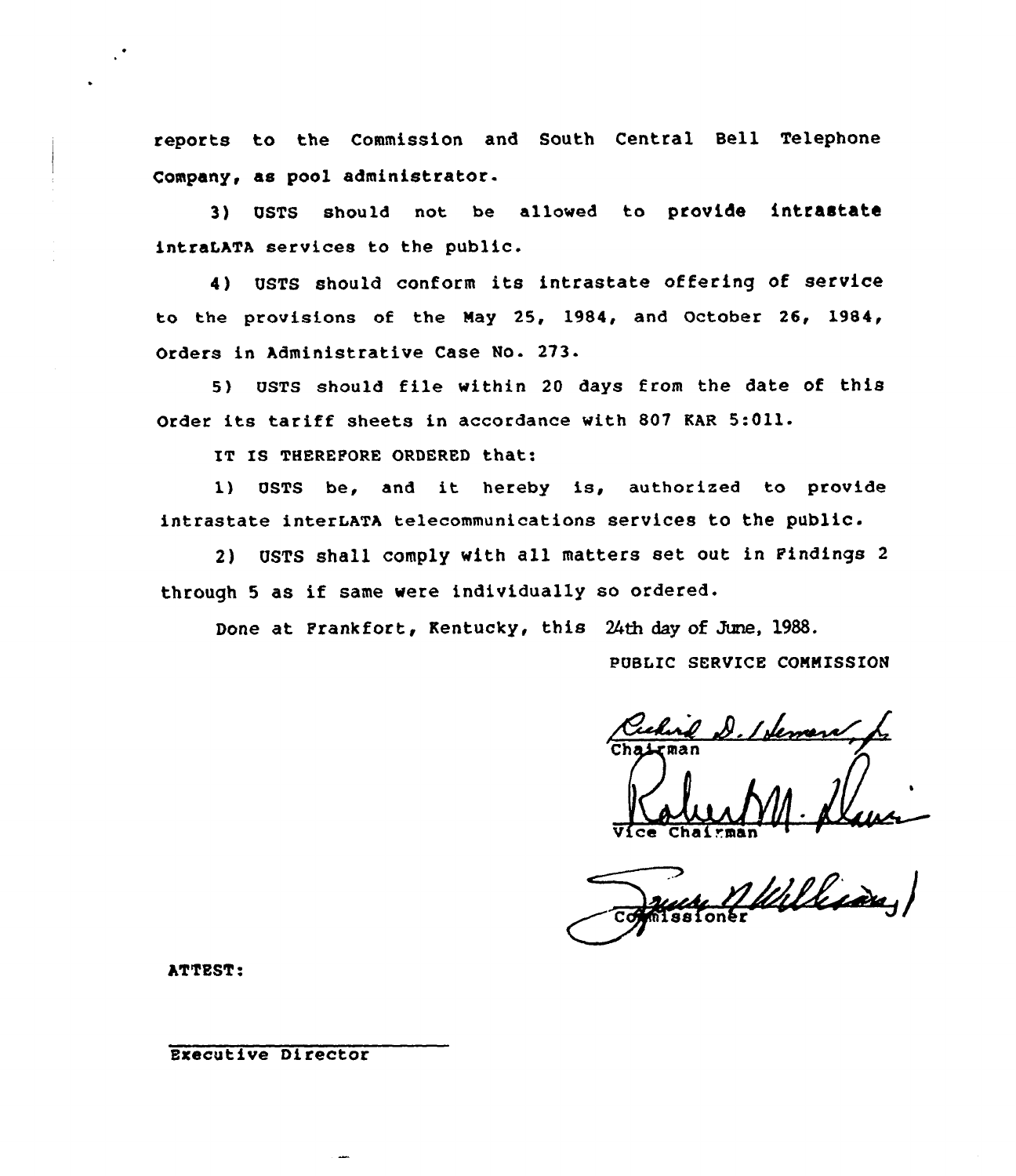reports to the Commission and South Central Bell Telephone Company, as pool administrator.

3) USTS should not be allowed to provide intrastate intraLATA services to the public.

4) USTS should conform its intrastate offering of service to the provisions of the May 25, 1984, and October 26, 1984, Orders in Administrative Case No. 273.

5) USTS should file within 20 days from the date of this Order its tariff sheets in accordance with 807 KAR 5:011.

IT IS THEREFORE ORDERED that:

1) USTS be, and it hereby is, authorized to provide intrastate interLATA telecommunications services to the public.

2) USTS shall comply with all matters set out in Findings 2 through 5 as if same were individually so ordered.

Done at Frankfort, Kentucky, this 24th day of June, 1988.

PUBLIC SERVICE COMMISSION

Chairman

Vice Chairman

Commissioner

ATTEST:

Executive Director